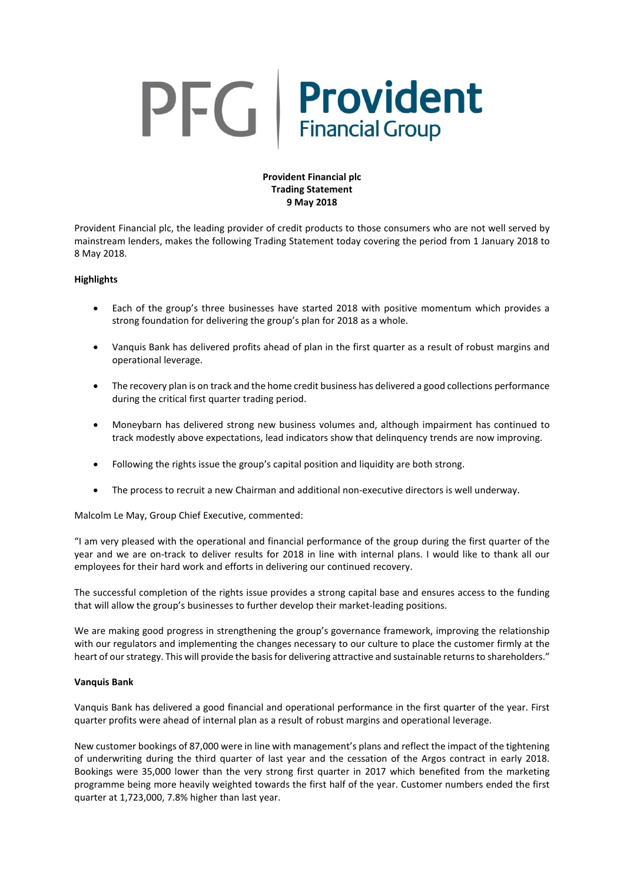**Provident Financial plc**
**Trading Statement**
**9 May 2018**

Provident Financial plc, the leading provider of credit products to those consumers who are not well served by mainstream lenders, makes the following Trading Statement today covering the period from 1 January 2018 to 8 May 2018.

**Highlights**

- Each of the group's three businesses have started 2018 with positive momentum which provides a strong foundation for delivering the group's plan for 2018 as a whole.
- Vanquis Bank has delivered profits ahead of plan in the first quarter as a result of robust margins and operational leverage.
- The recovery plan is on track and the home credit business has delivered a good collections performance during the critical first quarter trading period.
- Moneybarn has delivered strong new business volumes and, although impairment has continued to track modestly above expectations, lead indicators show that delinquency trends are now improving.
- Following the rights issue the group's capital position and liquidity are both strong.
- The process to recruit a new Chairman and additional non-executive directors is well underway.

Malcolm Le May, Group Chief Executive, commented:

"I am very pleased with the operational and financial performance of the group during the first quarter of the year and we are on-track to deliver results for 2018 in line with internal plans. I would like to thank all our employees for their hard work and efforts in delivering our continued recovery.

The successful completion of the rights issue provides a strong capital base and ensures access to the funding that will allow the group's businesses to further develop their market-leading positions.

We are making good progress in strengthening the group's governance framework, improving the relationship with our regulators and implementing the changes necessary to our culture to place the customer firmly at the heart of our strategy. This will provide the basis for delivering attractive and sustainable returns to shareholders."

**Vanquis Bank**

Vanquis Bank has delivered a good financial and operational performance in the first quarter of the year. First quarter profits were ahead of internal plan as a result of robust margins and operational leverage.

New customer bookings of 87,000 were in line with management's plans and reflect the impact of the tightening of underwriting during the third quarter of last year and the cessation of the Argos contract in early 2018. Bookings were 35,000 lower than the very strong first quarter in 2017 which benefited from the marketing programme being more heavily weighted towards the first half of the year. Customer numbers ended the first quarter at 1,723,000, 7.8% higher than last year.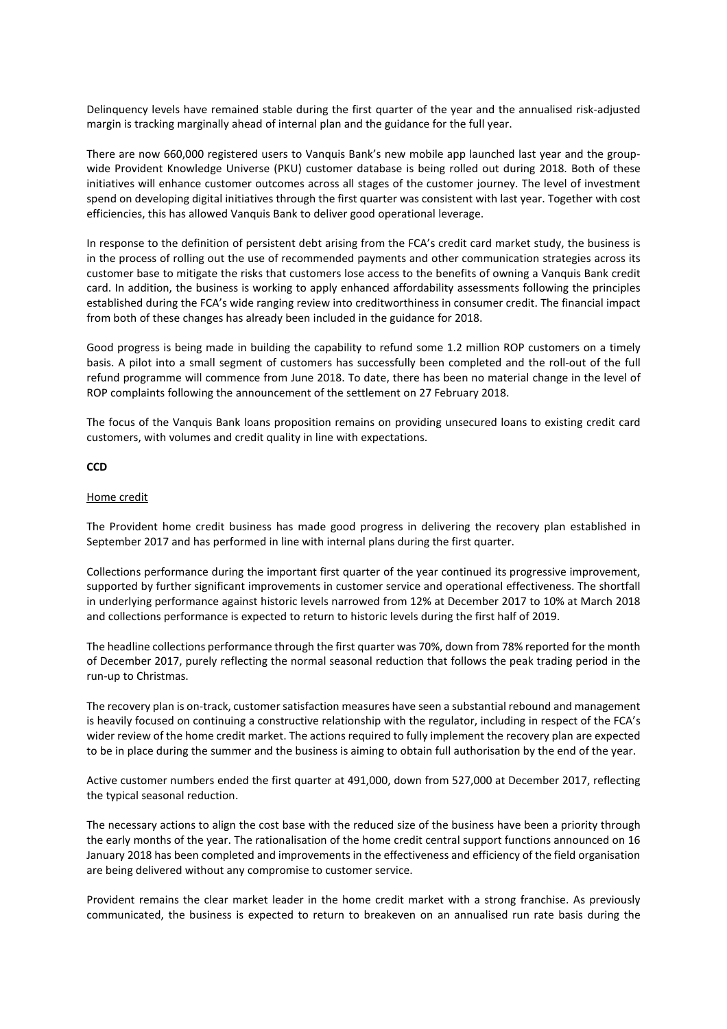Delinquency levels have remained stable during the first quarter of the year and the annualised risk-adjusted margin is tracking marginally ahead of internal plan and the guidance for the full year.

There are now 660,000 registered users to Vanquis Bank's new mobile app launched last year and the group-wide Provident Knowledge Universe (PKU) customer database is being rolled out during 2018. Both of these initiatives will enhance customer outcomes across all stages of the customer journey. The level of investment spend on developing digital initiatives through the first quarter was consistent with last year. Together with cost efficiencies, this has allowed Vanquis Bank to deliver good operational leverage.

In response to the definition of persistent debt arising from the FCA's credit card market study, the business is in the process of rolling out the use of recommended payments and other communication strategies across its customer base to mitigate the risks that customers lose access to the benefits of owning a Vanquis Bank credit card. In addition, the business is working to apply enhanced affordability assessments following the principles established during the FCA's wide ranging review into creditworthiness in consumer credit. The financial impact from both of these changes has already been included in the guidance for 2018.

Good progress is being made in building the capability to refund some 1.2 million ROP customers on a timely basis. A pilot into a small segment of customers has successfully been completed and the roll-out of the full refund programme will commence from June 2018. To date, there has been no material change in the level of ROP complaints following the announcement of the settlement on 27 February 2018.

The focus of the Vanquis Bank loans proposition remains on providing unsecured loans to existing credit card customers, with volumes and credit quality in line with expectations.

**CCD**

Home credit

The Provident home credit business has made good progress in delivering the recovery plan established in September 2017 and has performed in line with internal plans during the first quarter.

Collections performance during the important first quarter of the year continued its progressive improvement, supported by further significant improvements in customer service and operational effectiveness. The shortfall in underlying performance against historic levels narrowed from 12% at December 2017 to 10% at March 2018 and collections performance is expected to return to historic levels during the first half of 2019.

The headline collections performance through the first quarter was 70%, down from 78% reported for the month of December 2017, purely reflecting the normal seasonal reduction that follows the peak trading period in the run-up to Christmas.

The recovery plan is on-track, customer satisfaction measures have seen a substantial rebound and management is heavily focused on continuing a constructive relationship with the regulator, including in respect of the FCA's wider review of the home credit market. The actions required to fully implement the recovery plan are expected to be in place during the summer and the business is aiming to obtain full authorisation by the end of the year.

Active customer numbers ended the first quarter at 491,000, down from 527,000 at December 2017, reflecting the typical seasonal reduction.

The necessary actions to align the cost base with the reduced size of the business have been a priority through the early months of the year. The rationalisation of the home credit central support functions announced on 16 January 2018 has been completed and improvements in the effectiveness and efficiency of the field organisation are being delivered without any compromise to customer service.

Provident remains the clear market leader in the home credit market with a strong franchise. As previously communicated, the business is expected to return to breakeven on an annualised run rate basis during the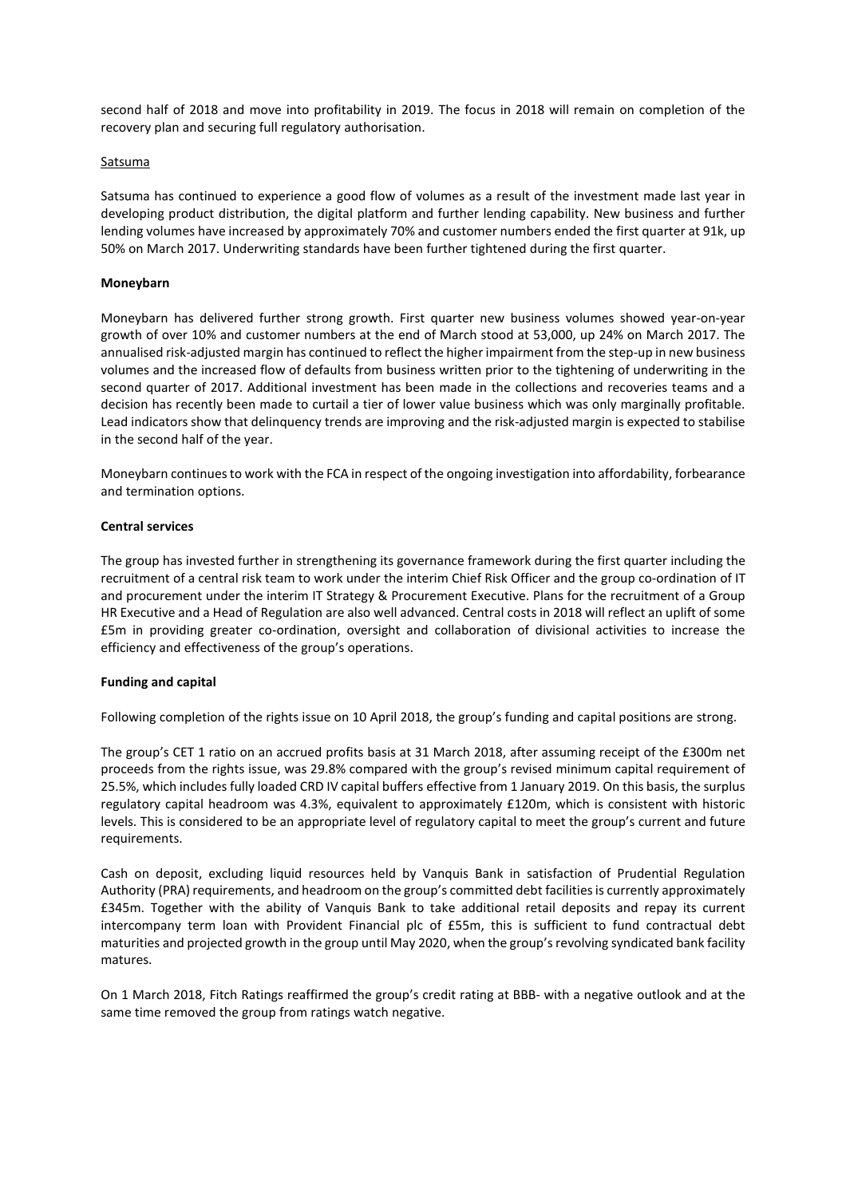second half of 2018 and move into profitability in 2019. The focus in 2018 will remain on completion of the recovery plan and securing full regulatory authorisation.

Satsuma

Satsuma has continued to experience a good flow of volumes as a result of the investment made last year in developing product distribution, the digital platform and further lending capability. New business and further lending volumes have increased by approximately 70% and customer numbers ended the first quarter at 91k, up 50% on March 2017. Underwriting standards have been further tightened during the first quarter.

**Moneybarn**

Moneybarn has delivered further strong growth. First quarter new business volumes showed year-on-year growth of over 10% and customer numbers at the end of March stood at 53,000, up 24% on March 2017. The annualised risk-adjusted margin has continued to reflect the higher impairment from the step-up in new business volumes and the increased flow of defaults from business written prior to the tightening of underwriting in the second quarter of 2017. Additional investment has been made in the collections and recoveries teams and a decision has recently been made to curtail a tier of lower value business which was only marginally profitable. Lead indicators show that delinquency trends are improving and the risk-adjusted margin is expected to stabilise in the second half of the year.

Moneybarn continues to work with the FCA in respect of the ongoing investigation into affordability, forbearance and termination options.

**Central services**

The group has invested further in strengthening its governance framework during the first quarter including the recruitment of a central risk team to work under the interim Chief Risk Officer and the group co-ordination of IT and procurement under the interim IT Strategy & Procurement Executive. Plans for the recruitment of a Group HR Executive and a Head of Regulation are also well advanced. Central costs in 2018 will reflect an uplift of some £5m in providing greater co-ordination, oversight and collaboration of divisional activities to increase the efficiency and effectiveness of the group's operations.

**Funding and capital**

Following completion of the rights issue on 10 April 2018, the group's funding and capital positions are strong.

The group's CET 1 ratio on an accrued profits basis at 31 March 2018, after assuming receipt of the £300m net proceeds from the rights issue, was 29.8% compared with the group's revised minimum capital requirement of 25.5%, which includes fully loaded CRD IV capital buffers effective from 1 January 2019. On this basis, the surplus regulatory capital headroom was 4.3%, equivalent to approximately £120m, which is consistent with historic levels. This is considered to be an appropriate level of regulatory capital to meet the group's current and future requirements.

Cash on deposit, excluding liquid resources held by Vanquis Bank in satisfaction of Prudential Regulation Authority (PRA) requirements, and headroom on the group's committed debt facilities is currently approximately £345m. Together with the ability of Vanquis Bank to take additional retail deposits and repay its current intercompany term loan with Provident Financial plc of £55m, this is sufficient to fund contractual debt maturities and projected growth in the group until May 2020, when the group's revolving syndicated bank facility matures.

On 1 March 2018, Fitch Ratings reaffirmed the group's credit rating at BBB- with a negative outlook and at the same time removed the group from ratings watch negative.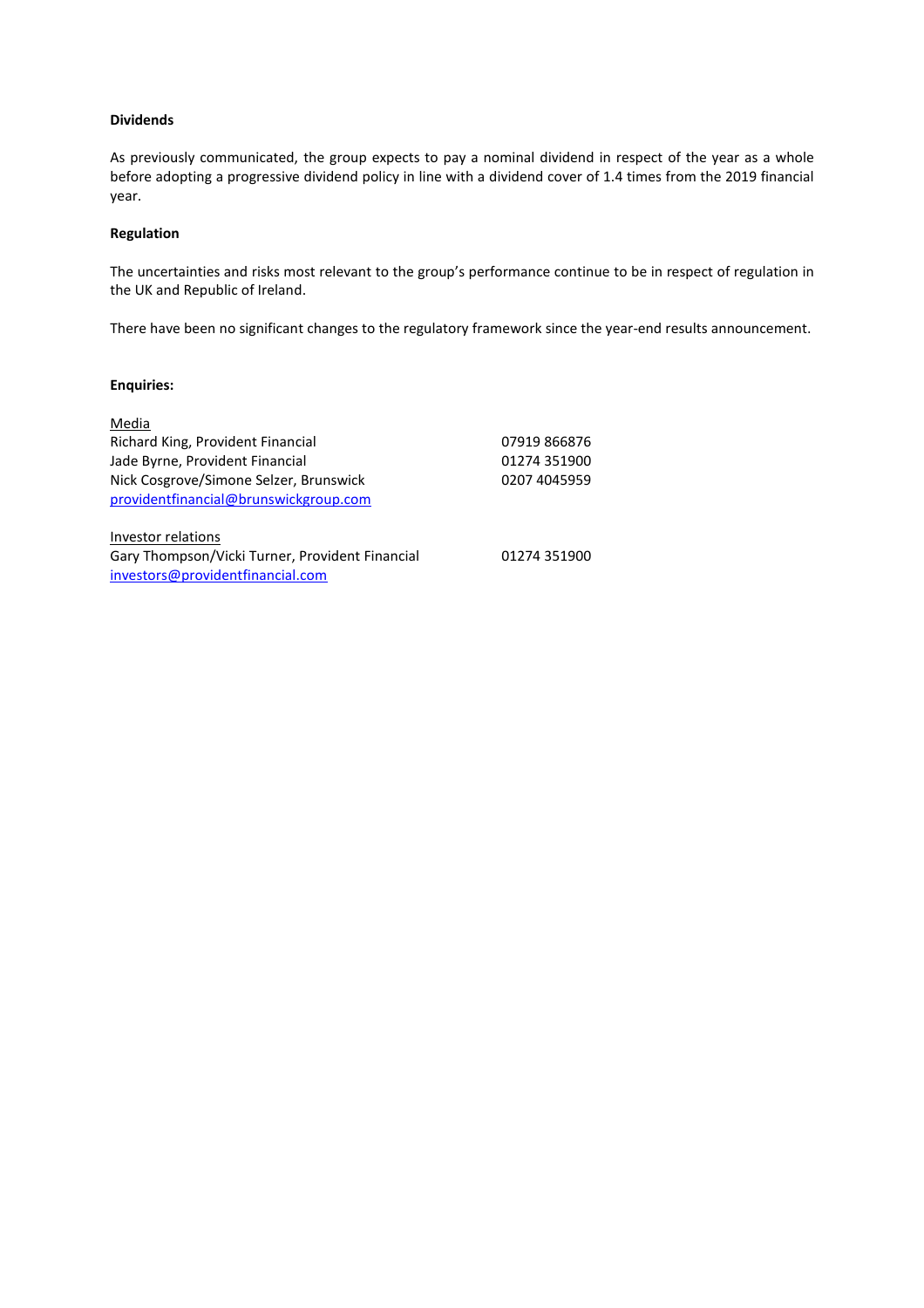**Dividends**

As previously communicated, the group expects to pay a nominal dividend in respect of the year as a whole before adopting a progressive dividend policy in line with a dividend cover of 1.4 times from the 2019 financial year.

**Regulation**

The uncertainties and risks most relevant to the group's performance continue to be in respect of regulation in the UK and Republic of Ireland.

There have been no significant changes to the regulatory framework since the year-end results announcement.

**Enquiries:**

| | |
|---|---|
| Media | |
| Richard King, Provident Financial | 07919 866876 |
| Jade Byrne, Provident Financial | 01274 351900 |
| Nick Cosgrove/Simone Selzer, Brunswick | 0207 4045959 |
| providentfinancial@brunswickgroup.com | |
| | |
| Investor relations | |
| Gary Thompson/Vicki Turner, Provident Financial | 01274 351900 |
| investors@providentfinancial.com | |